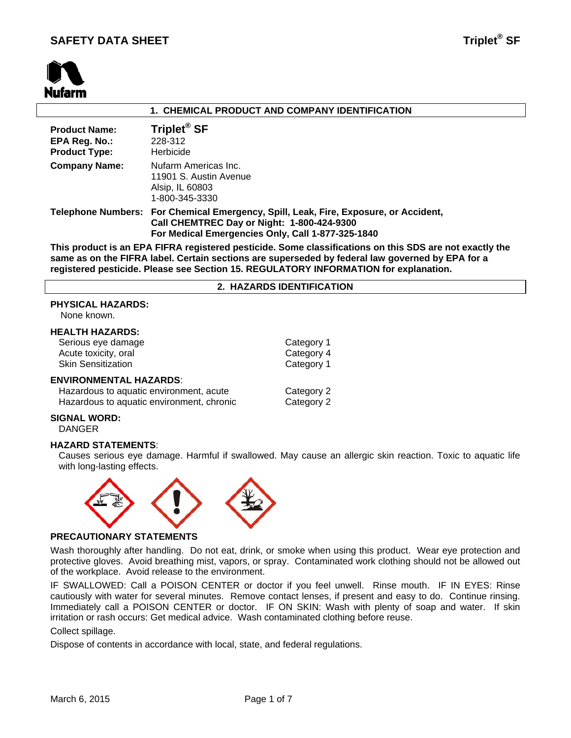# SAFETY DATA SHEET

**Triplet® SF**

Nufarm

## 1. CHEMICAL PRODUCT AND COMPANY IDENTIFICATION

| | |
|---|---|
| **Product Name:** | **Triplet® SF** |
| **EPA Reg. No.:** | 228-312 |
| **Product Type:** | Herbicide |
| **Company Name:** | Nufarm Americas Inc.<br>11901 S. Austin Avenue<br>Alsip, IL 60803<br>1-800-345-3330 |
| **Telephone Numbers:** | **For Chemical Emergency, Spill, Leak, Fire, Exposure, or Accident, Call CHEMTREC Day or Night: 1-800-424-9300**<br>**For Medical Emergencies Only, Call 1-877-325-1840** |

**This product is an EPA FIFRA registered pesticide. Some classifications on this SDS are not exactly the same as on the FIFRA label. Certain sections are superseded by federal law governed by EPA for a registered pesticide. Please see Section 15. REGULATORY INFORMATION for explanation.**

## 2. HAZARDS IDENTIFICATION

**PHYSICAL HAZARDS:**

None known.

**HEALTH HAZARDS:**

| | |
|---|---|
| Serious eye damage | Category 1 |
| Acute toxicity, oral | Category 4 |
| Skin Sensitization | Category 1 |

**ENVIRONMENTAL HAZARDS**:

| | |
|---|---|
| Hazardous to aquatic environment, acute | Category 2 |
| Hazardous to aquatic environment, chronic | Category 2 |

**SIGNAL WORD:**

DANGER

**HAZARD STATEMENTS**:

Causes serious eye damage. Harmful if swallowed. May cause an allergic skin reaction. Toxic to aquatic life with long-lasting effects.

**PRECAUTIONARY STATEMENTS**

Wash thoroughly after handling. Do not eat, drink, or smoke when using this product. Wear eye protection and protective gloves. Avoid breathing mist, vapors, or spray. Contaminated work clothing should not be allowed out of the workplace. Avoid release to the environment.

IF SWALLOWED: Call a POISON CENTER or doctor if you feel unwell. Rinse mouth. IF IN EYES: Rinse cautiously with water for several minutes. Remove contact lenses, if present and easy to do. Continue rinsing. Immediately call a POISON CENTER or doctor. IF ON SKIN: Wash with plenty of soap and water. If skin irritation or rash occurs: Get medical advice. Wash contaminated clothing before reuse.

Collect spillage.

Dispose of contents in accordance with local, state, and federal regulations.

March 6, 2015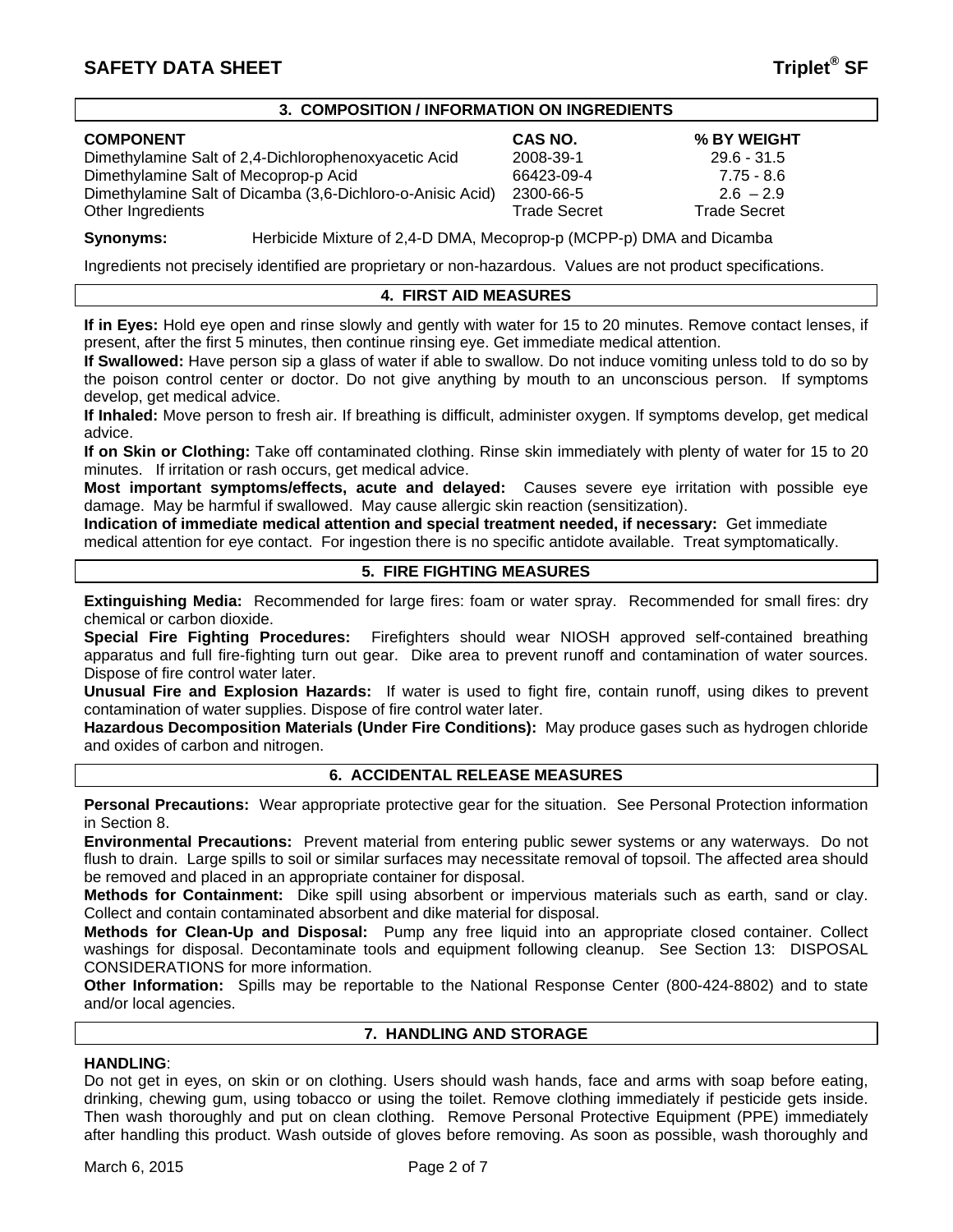## 3. COMPOSITION / INFORMATION ON INGREDIENTS

| COMPONENT | CAS NO. | % BY WEIGHT |
|---|---|---|
| Dimethylamine Salt of 2,4-Dichlorophenoxyacetic Acid | 2008-39-1 | 29.6 - 31.5 |
| Dimethylamine Salt of Mecoprop-p Acid | 66423-09-4 | 7.75 - 8.6 |
| Dimethylamine Salt of Dicamba (3,6-Dichloro-o-Anisic Acid) | 2300-66-5 | 2.6 – 2.9 |
| Other Ingredients | Trade Secret | Trade Secret |

**Synonyms:** Herbicide Mixture of 2,4-D DMA, Mecoprop-p (MCPP-p) DMA and Dicamba

Ingredients not precisely identified are proprietary or non-hazardous. Values are not product specifications.

## 4. FIRST AID MEASURES

**If in Eyes:** Hold eye open and rinse slowly and gently with water for 15 to 20 minutes. Remove contact lenses, if present, after the first 5 minutes, then continue rinsing eye. Get immediate medical attention.

**If Swallowed:** Have person sip a glass of water if able to swallow. Do not induce vomiting unless told to do so by the poison control center or doctor. Do not give anything by mouth to an unconscious person. If symptoms develop, get medical advice.

**If Inhaled:** Move person to fresh air. If breathing is difficult, administer oxygen. If symptoms develop, get medical advice.

**If on Skin or Clothing:** Take off contaminated clothing. Rinse skin immediately with plenty of water for 15 to 20 minutes. If irritation or rash occurs, get medical advice.

**Most important symptoms/effects, acute and delayed:** Causes severe eye irritation with possible eye damage. May be harmful if swallowed. May cause allergic skin reaction (sensitization).

**Indication of immediate medical attention and special treatment needed, if necessary:** Get immediate medical attention for eye contact. For ingestion there is no specific antidote available. Treat symptomatically.

## 5. FIRE FIGHTING MEASURES

**Extinguishing Media:** Recommended for large fires: foam or water spray. Recommended for small fires: dry chemical or carbon dioxide.

**Special Fire Fighting Procedures:** Firefighters should wear NIOSH approved self-contained breathing apparatus and full fire-fighting turn out gear. Dike area to prevent runoff and contamination of water sources. Dispose of fire control water later.

**Unusual Fire and Explosion Hazards:** If water is used to fight fire, contain runoff, using dikes to prevent contamination of water supplies. Dispose of fire control water later.

**Hazardous Decomposition Materials (Under Fire Conditions):** May produce gases such as hydrogen chloride and oxides of carbon and nitrogen.

## 6. ACCIDENTAL RELEASE MEASURES

**Personal Precautions:** Wear appropriate protective gear for the situation. See Personal Protection information in Section 8.

**Environmental Precautions:** Prevent material from entering public sewer systems or any waterways. Do not flush to drain. Large spills to soil or similar surfaces may necessitate removal of topsoil. The affected area should be removed and placed in an appropriate container for disposal.

**Methods for Containment:** Dike spill using absorbent or impervious materials such as earth, sand or clay. Collect and contain contaminated absorbent and dike material for disposal.

**Methods for Clean-Up and Disposal:** Pump any free liquid into an appropriate closed container. Collect washings for disposal. Decontaminate tools and equipment following cleanup. See Section 13: DISPOSAL CONSIDERATIONS for more information.

**Other Information:** Spills may be reportable to the National Response Center (800-424-8802) and to state and/or local agencies.

## 7. HANDLING AND STORAGE

**HANDLING**:

Do not get in eyes, on skin or on clothing. Users should wash hands, face and arms with soap before eating, drinking, chewing gum, using tobacco or using the toilet. Remove clothing immediately if pesticide gets inside. Then wash thoroughly and put on clean clothing. Remove Personal Protective Equipment (PPE) immediately after handling this product. Wash outside of gloves before removing. As soon as possible, wash thoroughly and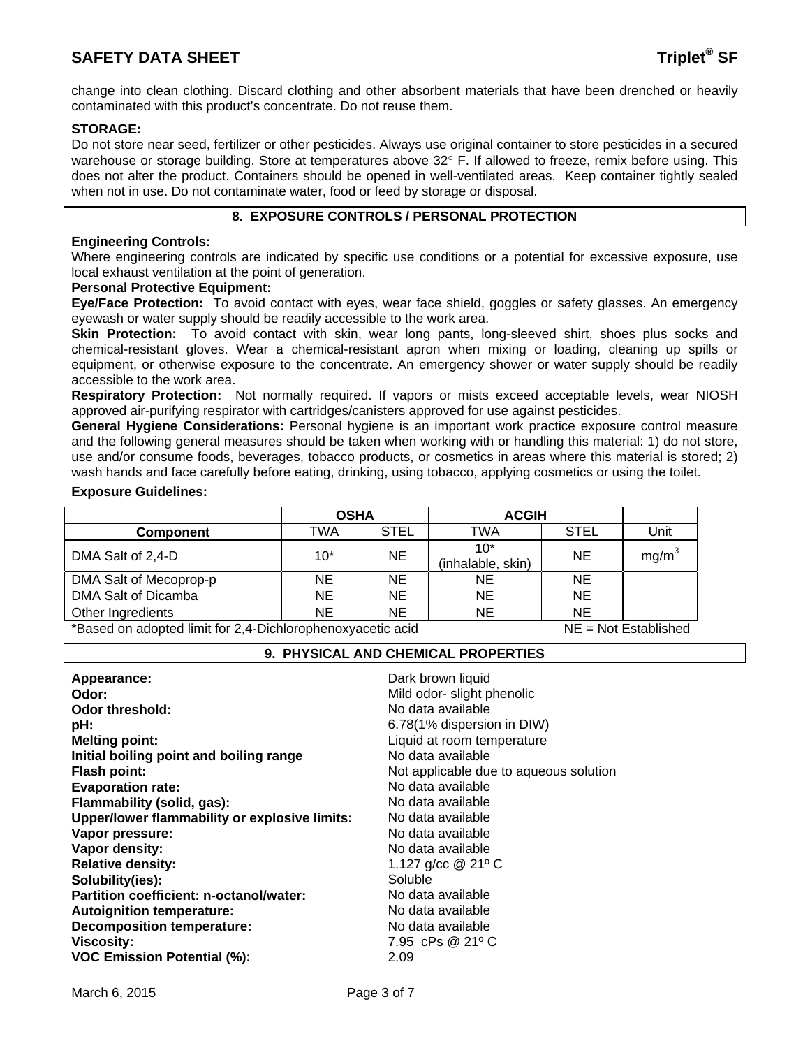change into clean clothing. Discard clothing and other absorbent materials that have been drenched or heavily contaminated with this product's concentrate. Do not reuse them.

**STORAGE:**
Do not store near seed, fertilizer or other pesticides. Always use original container to store pesticides in a secured warehouse or storage building. Store at temperatures above 32° F. If allowed to freeze, remix before using. This does not alter the product. Containers should be opened in well-ventilated areas. Keep container tightly sealed when not in use. Do not contaminate water, food or feed by storage or disposal.

## 8. EXPOSURE CONTROLS / PERSONAL PROTECTION

**Engineering Controls:**
Where engineering controls are indicated by specific use conditions or a potential for excessive exposure, use local exhaust ventilation at the point of generation.

**Personal Protective Equipment:**

**Eye/Face Protection:** To avoid contact with eyes, wear face shield, goggles or safety glasses. An emergency eyewash or water supply should be readily accessible to the work area.

**Skin Protection:** To avoid contact with skin, wear long pants, long-sleeved shirt, shoes plus socks and chemical-resistant gloves. Wear a chemical-resistant apron when mixing or loading, cleaning up spills or equipment, or otherwise exposure to the concentrate. An emergency shower or water supply should be readily accessible to the work area.

**Respiratory Protection:** Not normally required. If vapors or mists exceed acceptable levels, wear NIOSH approved air-purifying respirator with cartridges/canisters approved for use against pesticides.

**General Hygiene Considerations:** Personal hygiene is an important work practice exposure control measure and the following general measures should be taken when working with or handling this material: 1) do not store, use and/or consume foods, beverages, tobacco products, or cosmetics in areas where this material is stored; 2) wash hands and face carefully before eating, drinking, using tobacco, applying cosmetics or using the toilet.

**Exposure Guidelines:**

| | OSHA | | ACGIH | | |
|---|---|---|---|---|---|
| **Component** | TWA | STEL | TWA | STEL | Unit |
| DMA Salt of 2,4-D | 10* | NE | 10* (inhalable, skin) | NE | $mg/m^3$ |
| DMA Salt of Mecoprop-p | NE | NE | NE | NE | |
| DMA Salt of Dicamba | NE | NE | NE | NE | |
| Other Ingredients | NE | NE | NE | NE | |

*Based on adopted limit for 2,4-Dichlorophenoxyacetic acid NE = Not Established

## 9. PHYSICAL AND CHEMICAL PROPERTIES

**Appearance:** Dark brown liquid
**Odor:** Mild odor- slight phenolic
**Odor threshold:** No data available
**pH:** 6.78(1% dispersion in DIW)
**Melting point:** Liquid at room temperature
**Initial boiling point and boiling range** No data available
**Flash point:** Not applicable due to aqueous solution
**Evaporation rate:** No data available
**Flammability (solid, gas):** No data available
**Upper/lower flammability or explosive limits:** No data available
**Vapor pressure:** No data available
**Vapor density:** No data available
**Relative density:** 1.127 g/cc @ 21º C
**Solubility(ies):** Soluble
**Partition coefficient: n-octanol/water:** No data available
**Autoignition temperature:** No data available
**Decomposition temperature:** No data available
**Viscosity:** 7.95 cPs @ 21º C
**VOC Emission Potential (%):** 2.09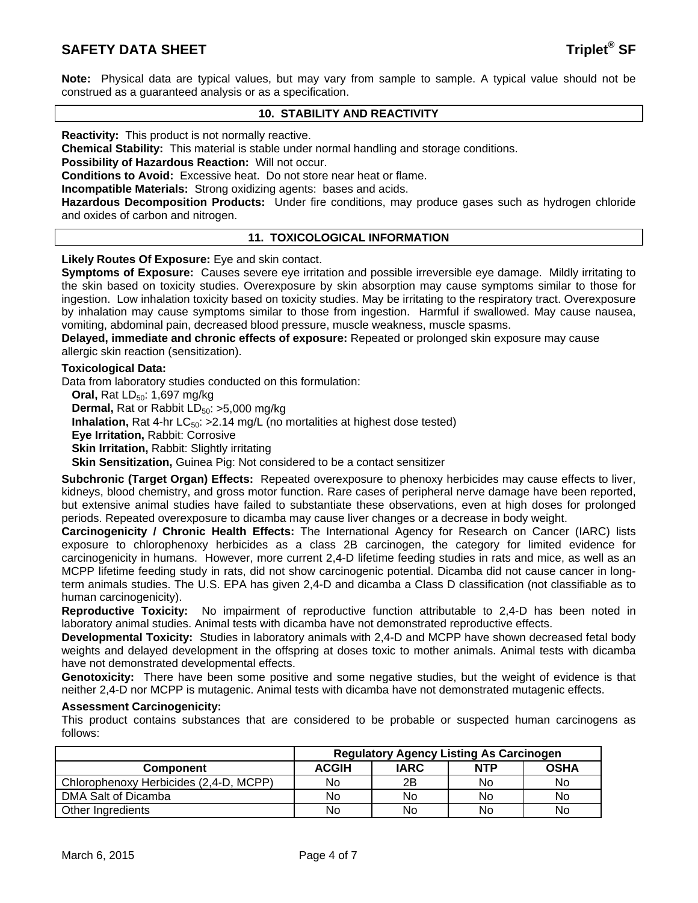**Note:** Physical data are typical values, but may vary from sample to sample. A typical value should not be construed as a guaranteed analysis or as a specification.

## 10. STABILITY AND REACTIVITY

**Reactivity:** This product is not normally reactive.
**Chemical Stability:** This material is stable under normal handling and storage conditions.
**Possibility of Hazardous Reaction:** Will not occur.
**Conditions to Avoid:** Excessive heat. Do not store near heat or flame.
**Incompatible Materials:** Strong oxidizing agents: bases and acids.
**Hazardous Decomposition Products:** Under fire conditions, may produce gases such as hydrogen chloride and oxides of carbon and nitrogen.

## 11. TOXICOLOGICAL INFORMATION

**Likely Routes Of Exposure:** Eye and skin contact.
**Symptoms of Exposure:** Causes severe eye irritation and possible irreversible eye damage. Mildly irritating to the skin based on toxicity studies. Overexposure by skin absorption may cause symptoms similar to those for ingestion. Low inhalation toxicity based on toxicity studies. May be irritating to the respiratory tract. Overexposure by inhalation may cause symptoms similar to those from ingestion. Harmful if swallowed. May cause nausea, vomiting, abdominal pain, decreased blood pressure, muscle weakness, muscle spasms.
**Delayed, immediate and chronic effects of exposure:** Repeated or prolonged skin exposure may cause allergic skin reaction (sensitization).

**Toxicological Data:**
Data from laboratory studies conducted on this formulation:
- **Oral,** Rat $LD_{50}$: 1,697 mg/kg
- **Dermal,** Rat or Rabbit $LD_{50}$: >5,000 mg/kg
- **Inhalation,** Rat 4-hr $LC_{50}$: >2.14 mg/L (no mortalities at highest dose tested)
- **Eye Irritation,** Rabbit: Corrosive
- **Skin Irritation,** Rabbit: Slightly irritating
- **Skin Sensitization,** Guinea Pig: Not considered to be a contact sensitizer

**Subchronic (Target Organ) Effects:** Repeated overexposure to phenoxy herbicides may cause effects to liver, kidneys, blood chemistry, and gross motor function. Rare cases of peripheral nerve damage have been reported, but extensive animal studies have failed to substantiate these observations, even at high doses for prolonged periods. Repeated overexposure to dicamba may cause liver changes or a decrease in body weight.
**Carcinogenicity / Chronic Health Effects:** The International Agency for Research on Cancer (IARC) lists exposure to chlorophenoxy herbicides as a class 2B carcinogen, the category for limited evidence for carcinogenicity in humans. However, more current 2,4-D lifetime feeding studies in rats and mice, as well as an MCPP lifetime feeding study in rats, did not show carcinogenic potential. Dicamba did not cause cancer in long-term animals studies. The U.S. EPA has given 2,4-D and dicamba a Class D classification (not classifiable as to human carcinogenicity).
**Reproductive Toxicity:** No impairment of reproductive function attributable to 2,4-D has been noted in laboratory animal studies. Animal tests with dicamba have not demonstrated reproductive effects.
**Developmental Toxicity:** Studies in laboratory animals with 2,4-D and MCPP have shown decreased fetal body weights and delayed development in the offspring at doses toxic to mother animals. Animal tests with dicamba have not demonstrated developmental effects.
**Genotoxicity:** There have been some positive and some negative studies, but the weight of evidence is that neither 2,4-D nor MCPP is mutagenic. Animal tests with dicamba have not demonstrated mutagenic effects.

**Assessment Carcinogenicity:**
This product contains substances that are considered to be probable or suspected human carcinogens as follows:

| | Regulatory Agency Listing As Carcinogen | | | |
|---|---|---|---|---|
| **Component** | **ACGIH** | **IARC** | **NTP** | **OSHA** |
| Chlorophenoxy Herbicides (2,4-D, MCPP) | No | 2B | No | No |
| DMA Salt of Dicamba | No | No | No | No |
| Other Ingredients | No | No | No | No |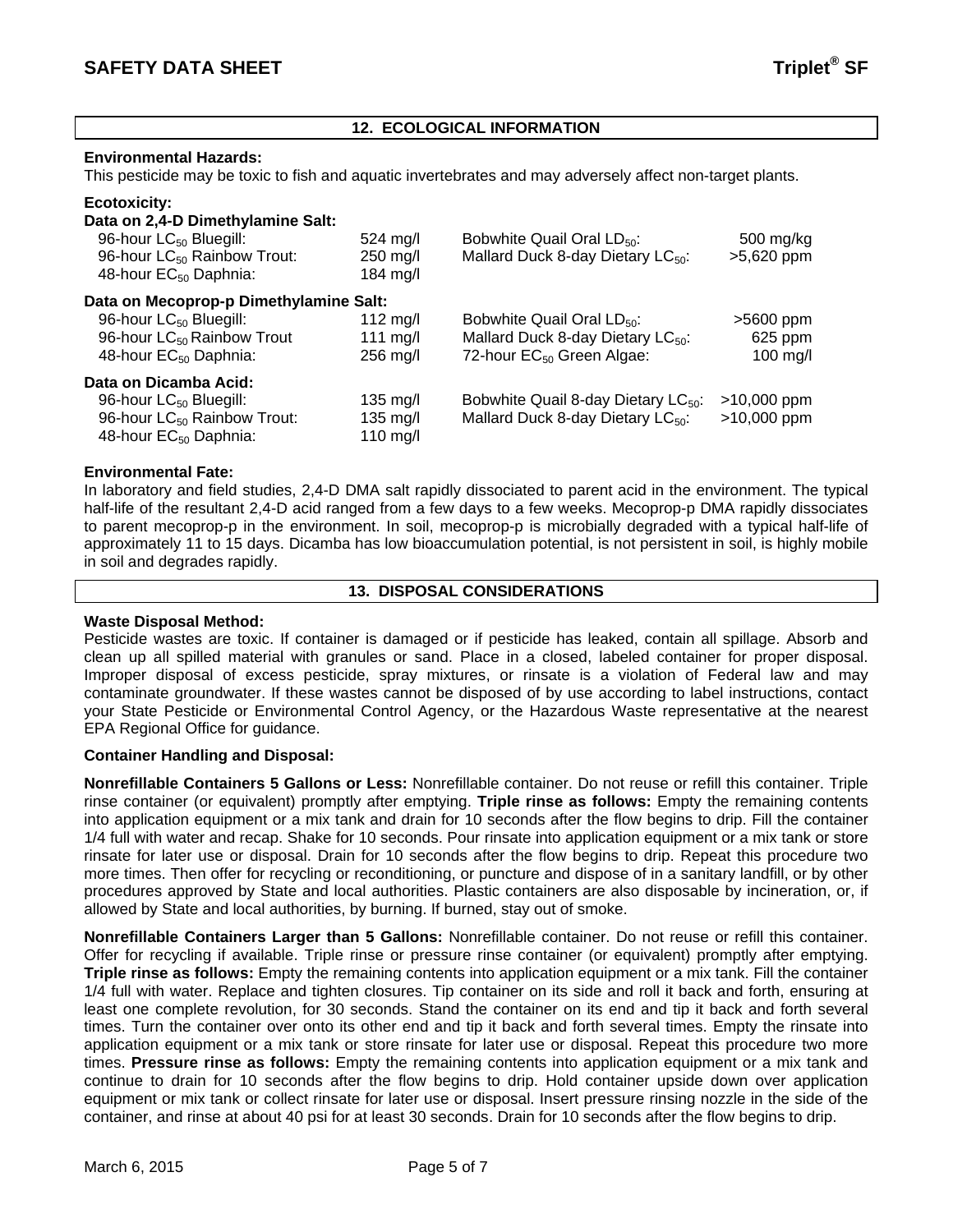## 12. ECOLOGICAL INFORMATION

**Environmental Hazards:**
This pesticide may be toxic to fish and aquatic invertebrates and may adversely affect non-target plants.

**Ecotoxicity:**

**Data on 2,4-D Dimethylamine Salt:**

| | | | |
|---|---|---|---|
| 96-hour $LC_{50}$ Bluegill: | 524 mg/l | Bobwhite Quail Oral $LD_{50}$: | 500 mg/kg |
| 96-hour $LC_{50}$ Rainbow Trout: | 250 mg/l | Mallard Duck 8-day Dietary $LC_{50}$: | >5,620 ppm |
| 48-hour $EC_{50}$ Daphnia: | 184 mg/l | | |

**Data on Mecoprop-p Dimethylamine Salt:**

| | | | |
|---|---|---|---|
| 96-hour $LC_{50}$ Bluegill: | 112 mg/l | Bobwhite Quail Oral $LD_{50}$: | >5600 ppm |
| 96-hour $LC_{50}$ Rainbow Trout | 111 mg/l | Mallard Duck 8-day Dietary $LC_{50}$: | 625 ppm |
| 48-hour $EC_{50}$ Daphnia: | 256 mg/l | 72-hour $EC_{50}$ Green Algae: | 100 mg/l |

**Data on Dicamba Acid:**

| | | | |
|---|---|---|---|
| 96-hour $LC_{50}$ Bluegill: | 135 mg/l | Bobwhite Quail 8-day Dietary $LC_{50}$: | >10,000 ppm |
| 96-hour $LC_{50}$ Rainbow Trout: | 135 mg/l | Mallard Duck 8-day Dietary $LC_{50}$: | >10,000 ppm |
| 48-hour $EC_{50}$ Daphnia: | 110 mg/l | | |

**Environmental Fate:**
In laboratory and field studies, 2,4-D DMA salt rapidly dissociated to parent acid in the environment. The typical half-life of the resultant 2,4-D acid ranged from a few days to a few weeks. Mecoprop-p DMA rapidly dissociates to parent mecoprop-p in the environment. In soil, mecoprop-p is microbially degraded with a typical half-life of approximately 11 to 15 days. Dicamba has low bioaccumulation potential, is not persistent in soil, is highly mobile in soil and degrades rapidly.

## 13. DISPOSAL CONSIDERATIONS

**Waste Disposal Method:**
Pesticide wastes are toxic. If container is damaged or if pesticide has leaked, contain all spillage. Absorb and clean up all spilled material with granules or sand. Place in a closed, labeled container for proper disposal. Improper disposal of excess pesticide, spray mixtures, or rinsate is a violation of Federal law and may contaminate groundwater. If these wastes cannot be disposed of by use according to label instructions, contact your State Pesticide or Environmental Control Agency, or the Hazardous Waste representative at the nearest EPA Regional Office for guidance.

**Container Handling and Disposal:**

**Nonrefillable Containers 5 Gallons or Less:** Nonrefillable container. Do not reuse or refill this container. Triple rinse container (or equivalent) promptly after emptying. **Triple rinse as follows:** Empty the remaining contents into application equipment or a mix tank and drain for 10 seconds after the flow begins to drip. Fill the container 1/4 full with water and recap. Shake for 10 seconds. Pour rinsate into application equipment or a mix tank or store rinsate for later use or disposal. Drain for 10 seconds after the flow begins to drip. Repeat this procedure two more times. Then offer for recycling or reconditioning, or puncture and dispose of in a sanitary landfill, or by other procedures approved by State and local authorities. Plastic containers are also disposable by incineration, or, if allowed by State and local authorities, by burning. If burned, stay out of smoke.

**Nonrefillable Containers Larger than 5 Gallons:** Nonrefillable container. Do not reuse or refill this container. Offer for recycling if available. Triple rinse or pressure rinse container (or equivalent) promptly after emptying. **Triple rinse as follows:** Empty the remaining contents into application equipment or a mix tank. Fill the container 1/4 full with water. Replace and tighten closures. Tip container on its side and roll it back and forth, ensuring at least one complete revolution, for 30 seconds. Stand the container on its end and tip it back and forth several times. Turn the container over onto its other end and tip it back and forth several times. Empty the rinsate into application equipment or a mix tank or store rinsate for later use or disposal. Repeat this procedure two more times. **Pressure rinse as follows:** Empty the remaining contents into application equipment or a mix tank and continue to drain for 10 seconds after the flow begins to drip. Hold container upside down over application equipment or mix tank or collect rinsate for later use or disposal. Insert pressure rinsing nozzle in the side of the container, and rinse at about 40 psi for at least 30 seconds. Drain for 10 seconds after the flow begins to drip.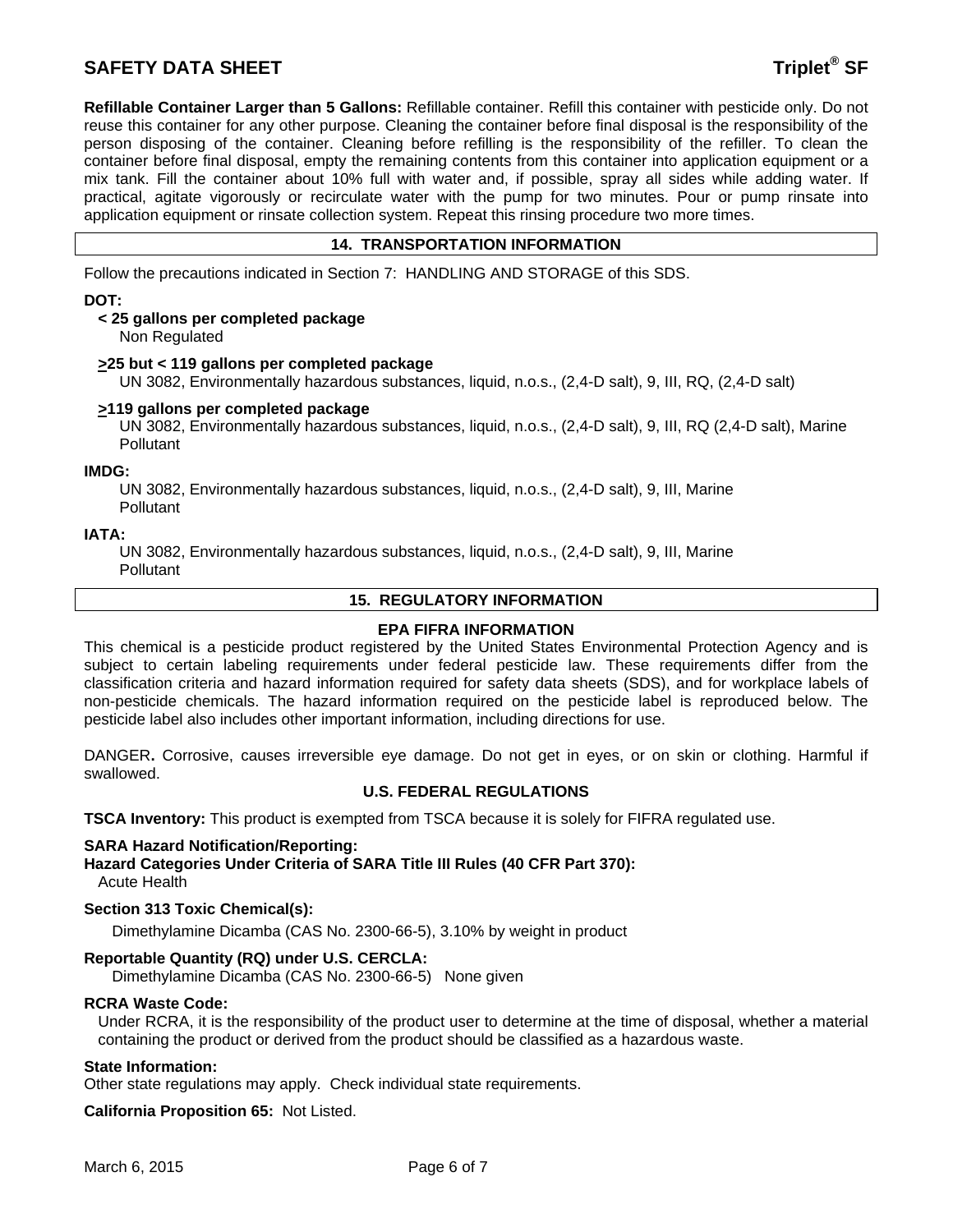**Refillable Container Larger than 5 Gallons:** Refillable container. Refill this container with pesticide only. Do not reuse this container for any other purpose. Cleaning the container before final disposal is the responsibility of the person disposing of the container. Cleaning before refilling is the responsibility of the refiller. To clean the container before final disposal, empty the remaining contents from this container into application equipment or a mix tank. Fill the container about 10% full with water and, if possible, spray all sides while adding water. If practical, agitate vigorously or recirculate water with the pump for two minutes. Pour or pump rinsate into application equipment or rinsate collection system. Repeat this rinsing procedure two more times.

## 14. TRANSPORTATION INFORMATION

Follow the precautions indicated in Section 7: HANDLING AND STORAGE of this SDS.

**DOT:**

**< 25 gallons per completed package**
Non Regulated

**>25 but < 119 gallons per completed package**
UN 3082, Environmentally hazardous substances, liquid, n.o.s., (2,4-D salt), 9, III, RQ, (2,4-D salt)

**>119 gallons per completed package**
UN 3082, Environmentally hazardous substances, liquid, n.o.s., (2,4-D salt), 9, III, RQ (2,4-D salt), Marine Pollutant

**IMDG:**
UN 3082, Environmentally hazardous substances, liquid, n.o.s., (2,4-D salt), 9, III, Marine Pollutant

**IATA:**
UN 3082, Environmentally hazardous substances, liquid, n.o.s., (2,4-D salt), 9, III, Marine Pollutant

## 15. REGULATORY INFORMATION

### EPA FIFRA INFORMATION

This chemical is a pesticide product registered by the United States Environmental Protection Agency and is subject to certain labeling requirements under federal pesticide law. These requirements differ from the classification criteria and hazard information required for safety data sheets (SDS), and for workplace labels of non-pesticide chemicals. The hazard information required on the pesticide label is reproduced below. The pesticide label also includes other important information, including directions for use.

DANGER**.** Corrosive, causes irreversible eye damage. Do not get in eyes, or on skin or clothing. Harmful if swallowed.

### U.S. FEDERAL REGULATIONS

**TSCA Inventory:** This product is exempted from TSCA because it is solely for FIFRA regulated use.

**SARA Hazard Notification/Reporting:**
**Hazard Categories Under Criteria of SARA Title III Rules (40 CFR Part 370):**
Acute Health

**Section 313 Toxic Chemical(s):**
Dimethylamine Dicamba (CAS No. 2300-66-5), 3.10% by weight in product

**Reportable Quantity (RQ) under U.S. CERCLA:**
Dimethylamine Dicamba (CAS No. 2300-66-5) None given

**RCRA Waste Code:**
Under RCRA, it is the responsibility of the product user to determine at the time of disposal, whether a material containing the product or derived from the product should be classified as a hazardous waste.

**State Information:**
Other state regulations may apply. Check individual state requirements.

**California Proposition 65:** Not Listed.

March 6, 2015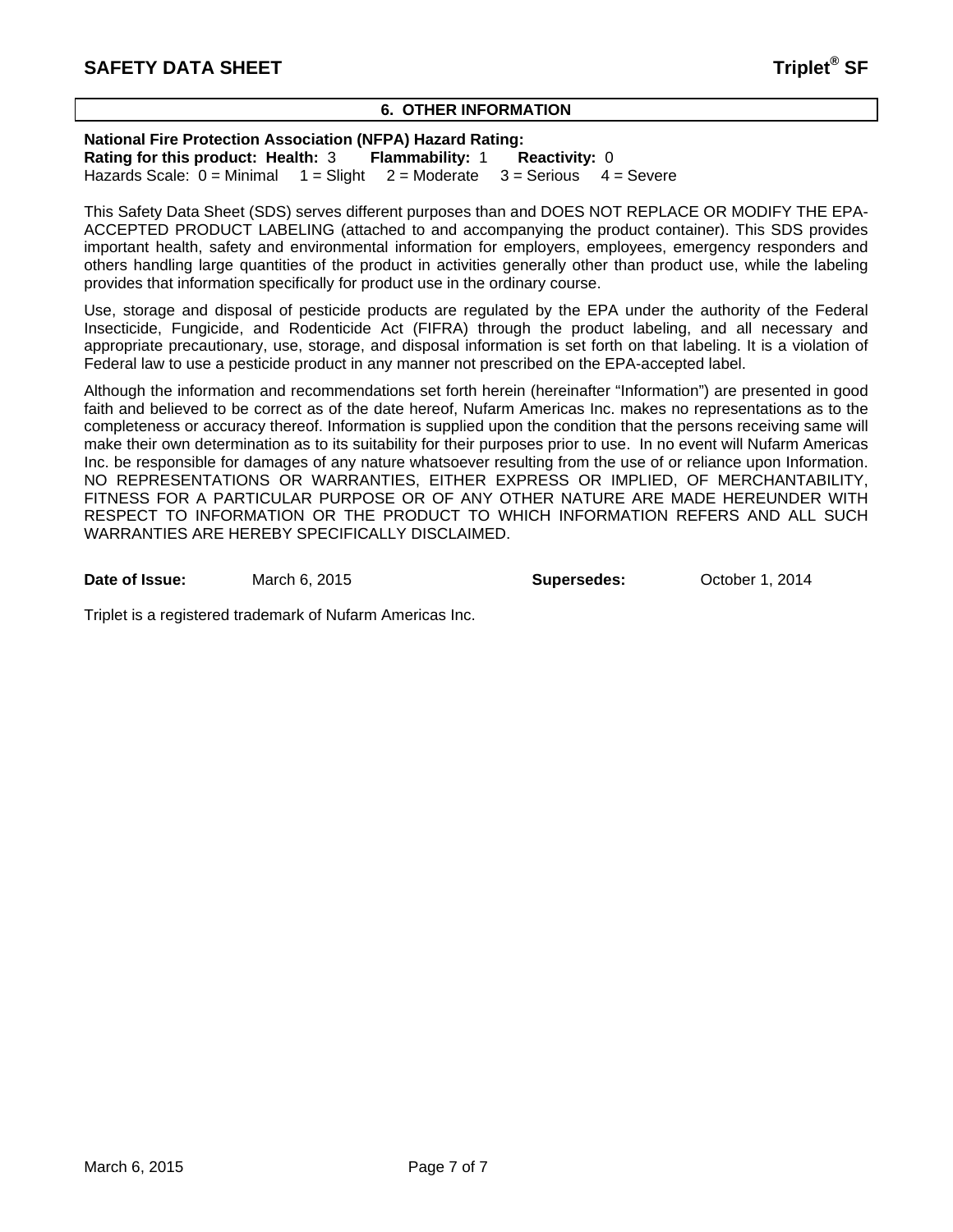## 6. OTHER INFORMATION

**National Fire Protection Association (NFPA) Hazard Rating:**
**Rating for this product: Health:** 3 **Flammability:** 1 **Reactivity:** 0
Hazards Scale: 0 = Minimal 1 = Slight 2 = Moderate 3 = Serious 4 = Severe

This Safety Data Sheet (SDS) serves different purposes than and DOES NOT REPLACE OR MODIFY THE EPA-ACCEPTED PRODUCT LABELING (attached to and accompanying the product container). This SDS provides important health, safety and environmental information for employers, employees, emergency responders and others handling large quantities of the product in activities generally other than product use, while the labeling provides that information specifically for product use in the ordinary course.

Use, storage and disposal of pesticide products are regulated by the EPA under the authority of the Federal Insecticide, Fungicide, and Rodenticide Act (FIFRA) through the product labeling, and all necessary and appropriate precautionary, use, storage, and disposal information is set forth on that labeling. It is a violation of Federal law to use a pesticide product in any manner not prescribed on the EPA-accepted label.

Although the information and recommendations set forth herein (hereinafter "Information") are presented in good faith and believed to be correct as of the date hereof, Nufarm Americas Inc. makes no representations as to the completeness or accuracy thereof. Information is supplied upon the condition that the persons receiving same will make their own determination as to its suitability for their purposes prior to use. In no event will Nufarm Americas Inc. be responsible for damages of any nature whatsoever resulting from the use of or reliance upon Information. NO REPRESENTATIONS OR WARRANTIES, EITHER EXPRESS OR IMPLIED, OF MERCHANTABILITY, FITNESS FOR A PARTICULAR PURPOSE OR OF ANY OTHER NATURE ARE MADE HEREUNDER WITH RESPECT TO INFORMATION OR THE PRODUCT TO WHICH INFORMATION REFERS AND ALL SUCH WARRANTIES ARE HEREBY SPECIFICALLY DISCLAIMED.

**Date of Issue:** March 6, 2015 **Supersedes:** October 1, 2014

Triplet is a registered trademark of Nufarm Americas Inc.